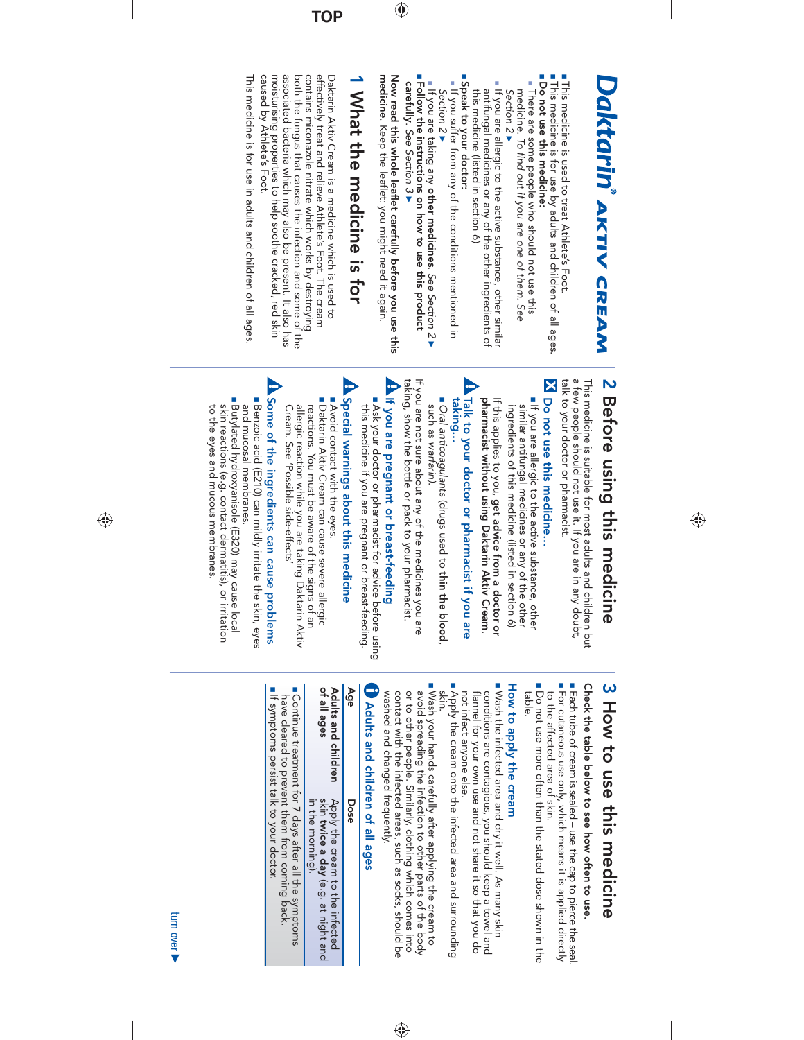# Daktarin® AKTIV CREAM

- This medicine is used to treat Athlete's Foot.
- This medicine is for use by adults and children of all ages.
- **Do not use this medicine:**
  - There are some people who should not use this medicine. *To find out if you are one of them. See Section 2* ▶
  - If you are allergic to the active substance, other similar antifungal medicines or any of the other ingredients of this medicine (listed in section 6)
- **Speak to your doctor:**
  - If you suffer from any of the conditions mentioned in *Section 2* ▶
  - If you are taking any **other medicines**. *See Section 2* ▶
- **Follow the instructions on how to use this product carefully.** *See Section 3* ▶

**Now read this whole leaflet carefully before you use this medicine.** Keep the leaflet: you might need it again.

## 1 What the medicine is for

Daktarin Aktiv Cream is a medicine which is used to effectively treat and relieve Athlete's Foot. The cream contains miconazole nitrate which works by destroying both the fungus that causes the infection and some of the associated bacteria which may also be present. It also has moisturising properties to help soothe cracked, red skin caused by Athlete's Foot.

This medicine is for use in adults and children of all ages.

## 2 Before using this medicine

This medicine is suitable for most adults and children but a few people should not use it. If you are in any doubt, talk to your doctor or pharmacist.

### ✖ Do not use this medicine...

- If you are allergic to the active substance, other similar antifungal medicines or any of the other ingredients of this medicine (listed in section 6)

If this applies to you, **get advice from a doctor or pharmacist without using Daktarin Aktiv Cream**.

### ⚠ Talk to your doctor or pharmacist if you are taking...

- *Oral anticoagulants* (drugs used to **thin the blood**, such as *warfarin*).

If you are not sure about any of the medicines you are taking, show the bottle or pack to your pharmacist.

### ⚠ If you are pregnant or breast-feeding

- Ask your doctor or pharmacist for advice before using this medicine if you are pregnant or breast-feeding.

### ⚠ Special warnings about this medicine

- Avoid contact with the eyes.
- Daktarin Aktiv Cream can cause severe allergic reactions. You must be aware of the signs of an allergic reaction while you are taking Daktarin Aktiv Cream. See 'Possible side-effects'

### ⚠ Some of the ingredients can cause problems

- Benzoic acid (E210) can mildly irritate the skin, eyes and mucosal membranes.
- Butylated hydroxyanisole (E320) may cause local skin reactions (e.g. contact dermatitis), or irritation to the eyes and mucous membranes.

## 3 How to use this medicine

**Check the table below to see how often to use.**

- Each tube of cream is sealed – use the cap to pierce the seal.
- For cutaneous use only, which means it is applied directly to the affected area of skin.
- Do not use more often than the stated dose shown in the table.

### How to apply the cream

- Wash the infected area and dry it well. As many skin conditions are contagious, you should keep a towel and flannel for your own use and not share it so that you do not infect anyone else.
- Apply the cream onto the infected area and surrounding skin.
- Wash your hands carefully after applying the cream to avoid spreading the infection to other parts of the body or to other people. Similarly, clothing which comes into contact with the infected areas, such as socks, should be washed and changed frequently.

### ℹ Adults and children of all ages

| Age | Dose |
|---|---|
| **Adults and children of all ages** | Apply the cream to the infected skin **twice a day** (e.g. at night and in the morning). |

- Continue treatment for 7 days after all the symptoms have cleared to prevent them from coming back.
- If symptoms persist talk to your doctor.

turn over ▶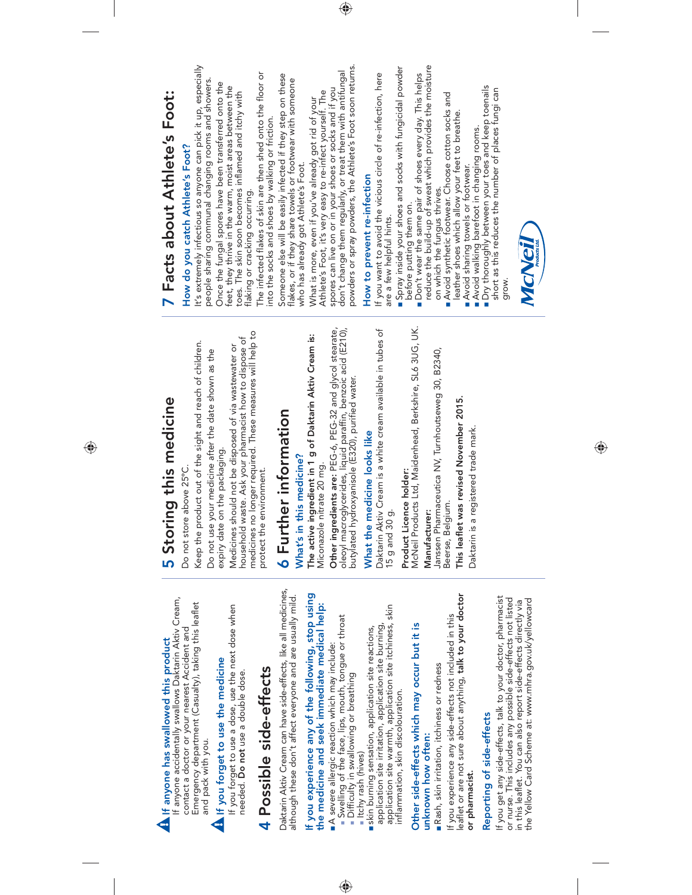**If anyone has swallowed this product**

If anyone accidentally swallows Daktarin Aktiv Cream, contact a doctor or your nearest Accident and Emergency department (Casualty), taking this leaflet and pack with you.

**If you forget to use the medicine**

If you forget to use a dose, use the next dose when needed. **Do not** use a double dose.

# 4 Possible side-effects

Daktarin Aktiv Cream can have side-effects, like all medicines, although these don't affect everyone and are usually mild.

**If you experience any of the following, stop using the medicine and seek immediate medical help:**

- A severe allergic reaction which may include:
  - Swelling of the face, lips, mouth, tongue or throat
  - Difficulty in swallowing or breathing
  - Itchy rash (hives)
- skin burning sensation, application site reactions, application site irritation, application site burning, application site warmth, application site itchiness, skin inflammation, skin discolouration.

**Other side-effects which may occur but it is unknown how often:**

- Rash, skin irritation, itchiness or redness

If you experience any side-effects not included in this leaflet or are not sure about anything, **talk to your doctor or pharmacist.**

**Reporting of side-effects**

If you get any side-effects, talk to your doctor, pharmacist or nurse. This includes any possible side-effects not listed in this leaflet. You can also report side-effects directly via the Yellow Card Scheme at: www.mhra.gov.uk/yellowcard

# 5 Storing this medicine

Do not store above 25°C.

Keep the product out of the sight and reach of children.

Do not use your medicine after the date shown as the expiry date on the packaging.

Medicines should not be disposed of via wastewater or household waste. Ask your pharmacist how to dispose of medicines no longer required. These measures will help to protect the environment.

# 6 Further information

**What's in this medicine?**

**The active ingredient in 1 g of Daktarin Aktiv Cream is:** Miconazole nitrate 20 mg.

**Other ingredients are:** PEG-6, PEG-32 and glycol stearate, oleoyl macroglycerides, liquid paraffin, benzoic acid (E210), butylated hydroxyanisole (E320), purified water.

**What the medicine looks like**

Daktarin Aktiv Cream is a white cream available in tubes of 15 g and 30 g.

**Product Licence holder:**
McNeil Products Ltd, Maidenhead, Berkshire, SL6 3UG, UK.

**Manufacturer:**
Janssen Pharmaceutica NV, Turnhoutseweg 30, B2340, Beerse, Belgium.

**This leaflet was revised November 2015.**

Daktarin is a registered trade mark.

# 7 Facts about Athlete's Foot:

**How do you catch Athlete's Foot?**

It's extremely infectious so anyone can pick it up, especially people sharing communal changing rooms and showers.

Once the fungal spores have been transferred onto the feet, they thrive in the warm, moist areas between the toes. The skin soon becomes inflamed and itchy with flaking or cracking occurring.

The infected flakes of skin are then shed onto the floor or into the socks and shoes by walking or friction.

Someone else will be easily infected if they step on these flakes, or if they share towels or footwear with someone who has already got Athlete's Foot.

What is more, even if you've already got rid of your Athlete's Foot, it's very easy to re-infect yourself. The spores can live on or in your shoes or socks and if you don't change them regularly, or treat them with antifungal powders or spray powders, the Athlete's Foot soon returns.

**How to prevent re-infection**

If you want to avoid the vicious circle of re-infection, here are a few helpful hints.

- Spray inside your shoes and socks with fungicidal powder before putting them on.
- Don't wear the same pair of shoes every day. This helps reduce the build-up of sweat which provides the moisture on which the fungus thrives.
- Avoid synthetic footwear. Choose cotton socks and leather shoes which allow your feet to breathe.
- Avoid sharing towels or footwear.
- Avoid walking barefoot in changing rooms.
- Dry thoroughly between your toes and keep toenails short as this reduces the number of places fungi can grow.

McNeil Products Ltd.